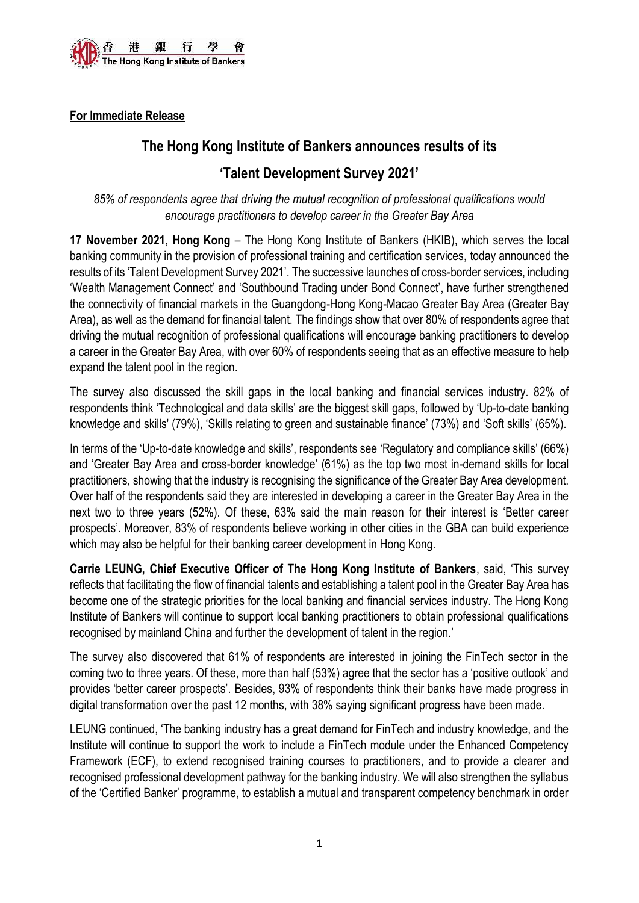**For Immediate Release**

## The Hong Kong Institute of Bankers announces results of its 'Talent Development Survey 2021'

*85% of respondents agree that driving the mutual recognition of professional qualifications would encourage practitioners to develop career in the Greater Bay Area*

**17 November 2021, Hong Kong** – The Hong Kong Institute of Bankers (HKIB), which serves the local banking community in the provision of professional training and certification services, today announced the results of its 'Talent Development Survey 2021'. The successive launches of cross-border services, including 'Wealth Management Connect' and 'Southbound Trading under Bond Connect', have further strengthened the connectivity of financial markets in the Guangdong-Hong Kong-Macao Greater Bay Area (Greater Bay Area), as well as the demand for financial talent. The findings show that over 80% of respondents agree that driving the mutual recognition of professional qualifications will encourage banking practitioners to develop a career in the Greater Bay Area, with over 60% of respondents seeing that as an effective measure to help expand the talent pool in the region.

The survey also discussed the skill gaps in the local banking and financial services industry. 82% of respondents think 'Technological and data skills' are the biggest skill gaps, followed by 'Up-to-date banking knowledge and skills' (79%), 'Skills relating to green and sustainable finance' (73%) and 'Soft skills' (65%).

In terms of the 'Up-to-date knowledge and skills', respondents see 'Regulatory and compliance skills' (66%) and 'Greater Bay Area and cross-border knowledge' (61%) as the top two most in-demand skills for local practitioners, showing that the industry is recognising the significance of the Greater Bay Area development. Over half of the respondents said they are interested in developing a career in the Greater Bay Area in the next two to three years (52%). Of these, 63% said the main reason for their interest is 'Better career prospects'. Moreover, 83% of respondents believe working in other cities in the GBA can build experience which may also be helpful for their banking career development in Hong Kong.

**Carrie LEUNG, Chief Executive Officer of The Hong Kong Institute of Bankers**, said, 'This survey reflects that facilitating the flow of financial talents and establishing a talent pool in the Greater Bay Area has become one of the strategic priorities for the local banking and financial services industry. The Hong Kong Institute of Bankers will continue to support local banking practitioners to obtain professional qualifications recognised by mainland China and further the development of talent in the region.'

The survey also discovered that 61% of respondents are interested in joining the FinTech sector in the coming two to three years. Of these, more than half (53%) agree that the sector has a 'positive outlook' and provides 'better career prospects'. Besides, 93% of respondents think their banks have made progress in digital transformation over the past 12 months, with 38% saying significant progress have been made.

LEUNG continued, 'The banking industry has a great demand for FinTech and industry knowledge, and the Institute will continue to support the work to include a FinTech module under the Enhanced Competency Framework (ECF), to extend recognised training courses to practitioners, and to provide a clearer and recognised professional development pathway for the banking industry. We will also strengthen the syllabus of the 'Certified Banker' programme, to establish a mutual and transparent competency benchmark in order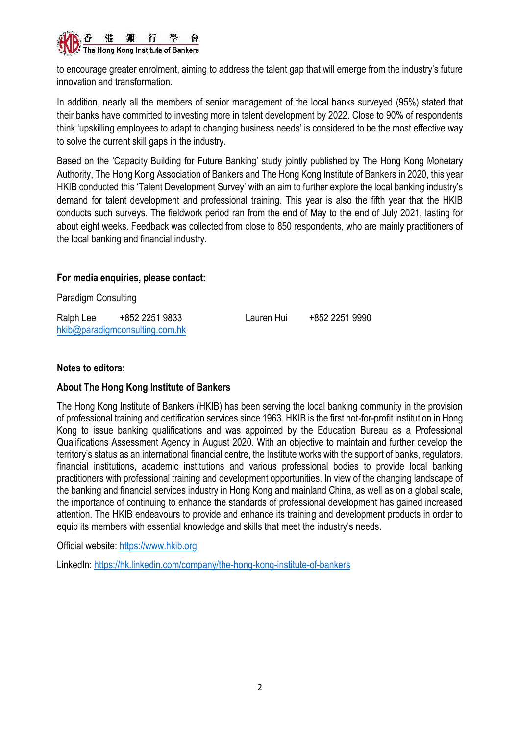to encourage greater enrolment, aiming to address the talent gap that will emerge from the industry's future innovation and transformation.

In addition, nearly all the members of senior management of the local banks surveyed (95%) stated that their banks have committed to investing more in talent development by 2022. Close to 90% of respondents think 'upskilling employees to adapt to changing business needs' is considered to be the most effective way to solve the current skill gaps in the industry.

Based on the 'Capacity Building for Future Banking' study jointly published by The Hong Kong Monetary Authority, The Hong Kong Association of Bankers and The Hong Kong Institute of Bankers in 2020, this year HKIB conducted this 'Talent Development Survey' with an aim to further explore the local banking industry's demand for talent development and professional training. This year is also the fifth year that the HKIB conducts such surveys. The fieldwork period ran from the end of May to the end of July 2021, lasting for about eight weeks. Feedback was collected from close to 850 respondents, who are mainly practitioners of the local banking and financial industry.

**For media enquiries, please contact:**

Paradigm Consulting

Ralph Lee +852 2251 9833 Lauren Hui +852 2251 9990
hkib@paradigmconsulting.com.hk

**Notes to editors:**

**About The Hong Kong Institute of Bankers**

The Hong Kong Institute of Bankers (HKIB) has been serving the local banking community in the provision of professional training and certification services since 1963. HKIB is the first not-for-profit institution in Hong Kong to issue banking qualifications and was appointed by the Education Bureau as a Professional Qualifications Assessment Agency in August 2020. With an objective to maintain and further develop the territory's status as an international financial centre, the Institute works with the support of banks, regulators, financial institutions, academic institutions and various professional bodies to provide local banking practitioners with professional training and development opportunities. In view of the changing landscape of the banking and financial services industry in Hong Kong and mainland China, as well as on a global scale, the importance of continuing to enhance the standards of professional development has gained increased attention. The HKIB endeavours to provide and enhance its training and development products in order to equip its members with essential knowledge and skills that meet the industry's needs.

Official website: https://www.hkib.org

LinkedIn: https://hk.linkedin.com/company/the-hong-kong-institute-of-bankers